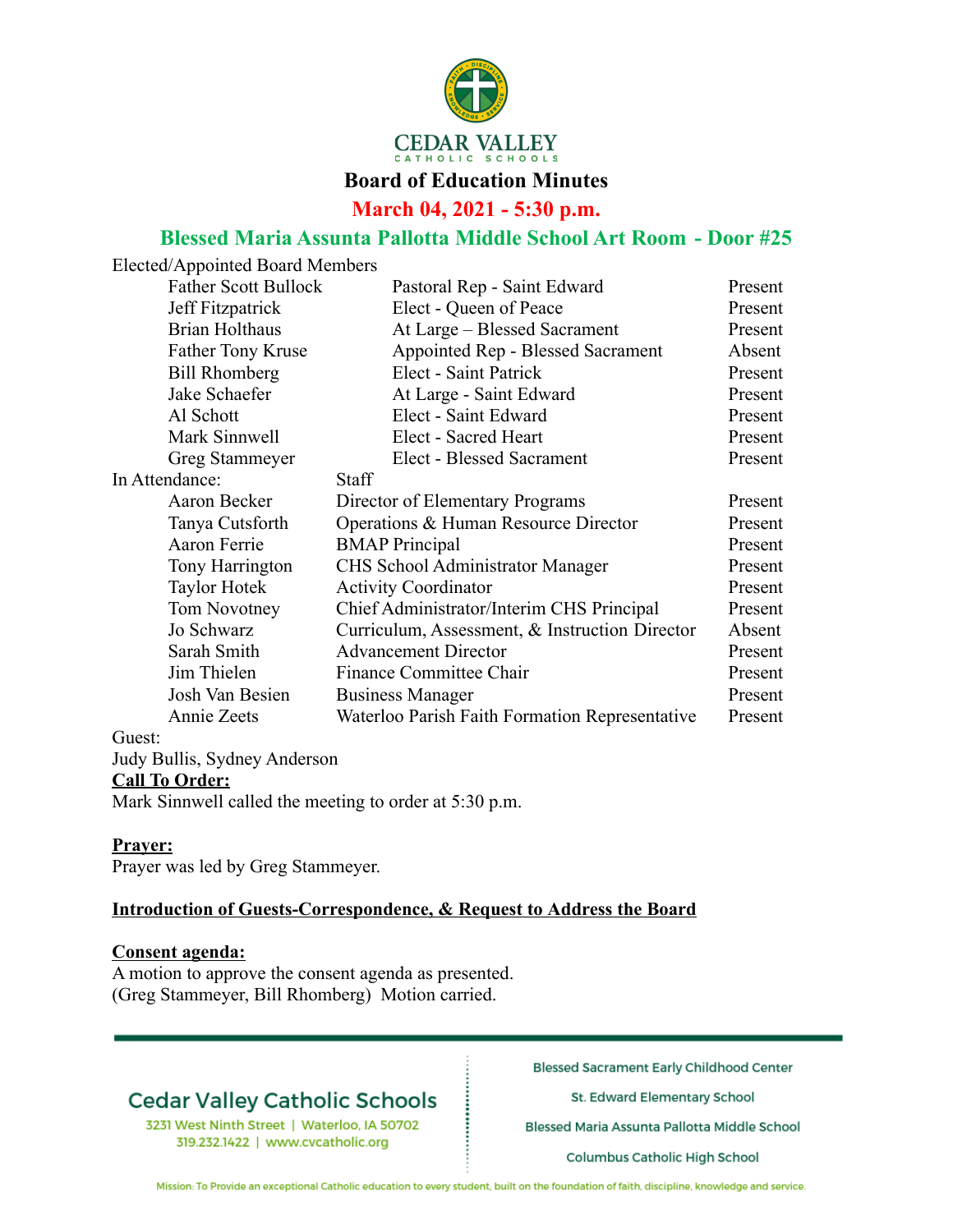CEDAR VALLEY
CATHOLIC SCHOOLS

# Board of Education Minutes

## March 04, 2021 - 5:30 p.m.

## Blessed Maria Assunta Pallotta Middle School Art Room - Door #25

Elected/Appointed Board Members

| Name | Role | Status |
|---|---|---|
| Father Scott Bullock | Pastoral Rep - Saint Edward | Present |
| Jeff Fitzpatrick | Elect - Queen of Peace | Present |
| Brian Holthaus | At Large – Blessed Sacrament | Present |
| Father Tony Kruse | Appointed Rep - Blessed Sacrament | Absent |
| Bill Rhomberg | Elect - Saint Patrick | Present |
| Jake Schaefer | At Large - Saint Edward | Present |
| Al Schott | Elect - Saint Edward | Present |
| Mark Sinnwell | Elect - Sacred Heart | Present |
| Greg Stammeyer | Elect - Blessed Sacrament | Present |

In Attendance: Staff

| Name | Role | Status |
|---|---|---|
| Aaron Becker | Director of Elementary Programs | Present |
| Tanya Cutsforth | Operations & Human Resource Director | Present |
| Aaron Ferrie | BMAP Principal | Present |
| Tony Harrington | CHS School Administrator Manager | Present |
| Taylor Hotek | Activity Coordinator | Present |
| Tom Novotney | Chief Administrator/Interim CHS Principal | Present |
| Jo Schwarz | Curriculum, Assessment, & Instruction Director | Absent |
| Sarah Smith | Advancement Director | Present |
| Jim Thielen | Finance Committee Chair | Present |
| Josh Van Besien | Business Manager | Present |
| Annie Zeets | Waterloo Parish Faith Formation Representative | Present |

Guest:
Judy Bullis, Sydney Anderson

**Call To Order:**
Mark Sinnwell called the meeting to order at 5:30 p.m.

**Prayer:**
Prayer was led by Greg Stammeyer.

**Introduction of Guests-Correspondence, & Request to Address the Board**

**Consent agenda:**
A motion to approve the consent agenda as presented.
(Greg Stammeyer, Bill Rhomberg) Motion carried.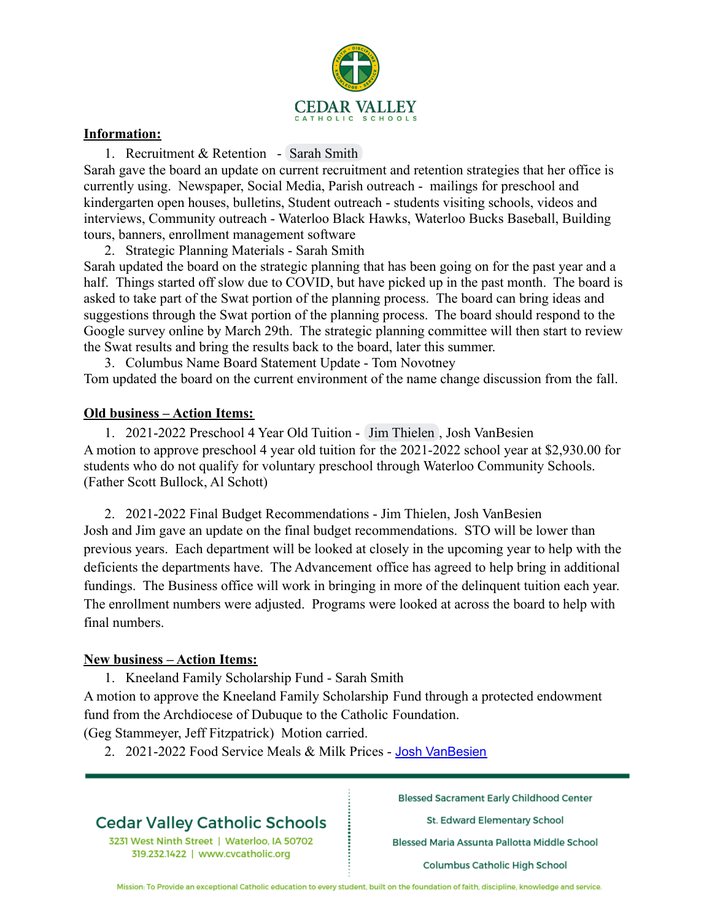**Information:**

1. Recruitment & Retention - Sarah Smith

Sarah gave the board an update on current recruitment and retention strategies that her office is currently using. Newspaper, Social Media, Parish outreach - mailings for preschool and kindergarten open houses, bulletins, Student outreach - students visiting schools, videos and interviews, Community outreach - Waterloo Black Hawks, Waterloo Bucks Baseball, Building tours, banners, enrollment management software

2. Strategic Planning Materials - Sarah Smith

Sarah updated the board on the strategic planning that has been going on for the past year and a half. Things started off slow due to COVID, but have picked up in the past month. The board is asked to take part of the Swat portion of the planning process. The board can bring ideas and suggestions through the Swat portion of the planning process. The board should respond to the Google survey online by March 29th. The strategic planning committee will then start to review the Swat results and bring the results back to the board, later this summer.

3. Columbus Name Board Statement Update - Tom Novotney

Tom updated the board on the current environment of the name change discussion from the fall.

**Old business – Action Items:**

1. 2021-2022 Preschool 4 Year Old Tuition - Jim Thielen, Josh VanBesien

A motion to approve preschool 4 year old tuition for the 2021-2022 school year at $2,930.00 for students who do not qualify for voluntary preschool through Waterloo Community Schools. (Father Scott Bullock, Al Schott)

2. 2021-2022 Final Budget Recommendations - Jim Thielen, Josh VanBesien

Josh and Jim gave an update on the final budget recommendations. STO will be lower than previous years. Each department will be looked at closely in the upcoming year to help with the deficients the departments have. The Advancement office has agreed to help bring in additional fundings. The Business office will work in bringing in more of the delinquent tuition each year. The enrollment numbers were adjusted. Programs were looked at across the board to help with final numbers.

**New business – Action Items:**

1. Kneeland Family Scholarship Fund - Sarah Smith

A motion to approve the Kneeland Family Scholarship Fund through a protected endowment fund from the Archdiocese of Dubuque to the Catholic Foundation.
(Geg Stammeyer, Jeff Fitzpatrick) Motion carried.

2. 2021-2022 Food Service Meals & Milk Prices - Josh VanBesien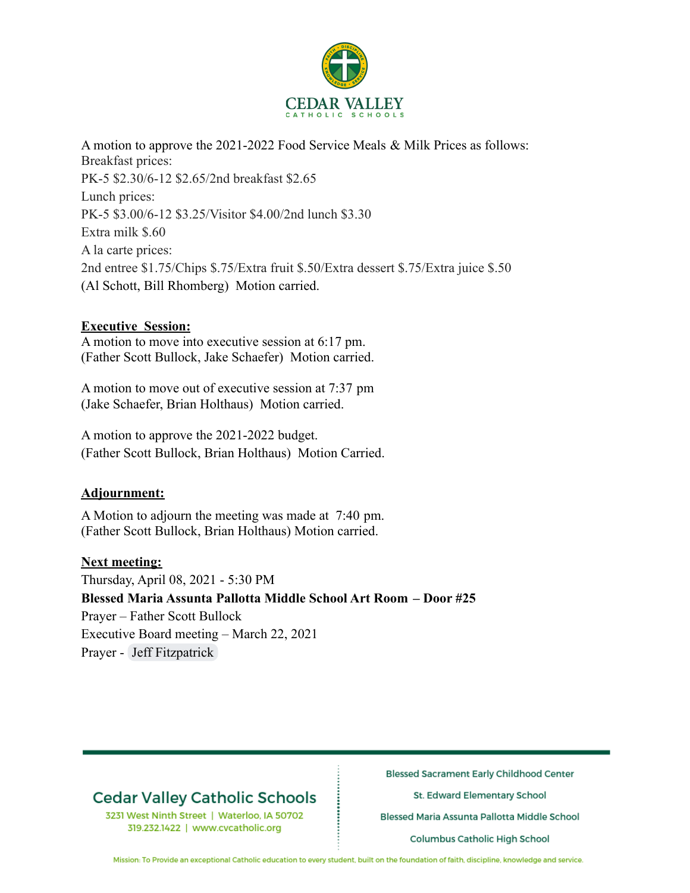A motion to approve the 2021-2022 Food Service Meals & Milk Prices as follows:
Breakfast prices:
PK-5 $2.30/6-12 $2.65/2nd breakfast $2.65
Lunch prices:
PK-5 $3.00/6-12 $3.25/Visitor $4.00/2nd lunch $3.30
Extra milk $.60
A la carte prices:
2nd entree $1.75/Chips $.75/Extra fruit $.50/Extra dessert $.75/Extra juice $.50
(Al Schott, Bill Rhomberg) Motion carried.

**Executive Session:**

A motion to move into executive session at 6:17 pm.
(Father Scott Bullock, Jake Schaefer) Motion carried.

A motion to move out of executive session at 7:37 pm
(Jake Schaefer, Brian Holthaus) Motion carried.

A motion to approve the 2021-2022 budget.
(Father Scott Bullock, Brian Holthaus) Motion Carried.

**Adjournment:**

A Motion to adjourn the meeting was made at 7:40 pm.
(Father Scott Bullock, Brian Holthaus) Motion carried.

**Next meeting:**

Thursday, April 08, 2021 - 5:30 PM
**Blessed Maria Assunta Pallotta Middle School Art Room – Door #25**
Prayer – Father Scott Bullock
Executive Board meeting – March 22, 2021
Prayer - Jeff Fitzpatrick